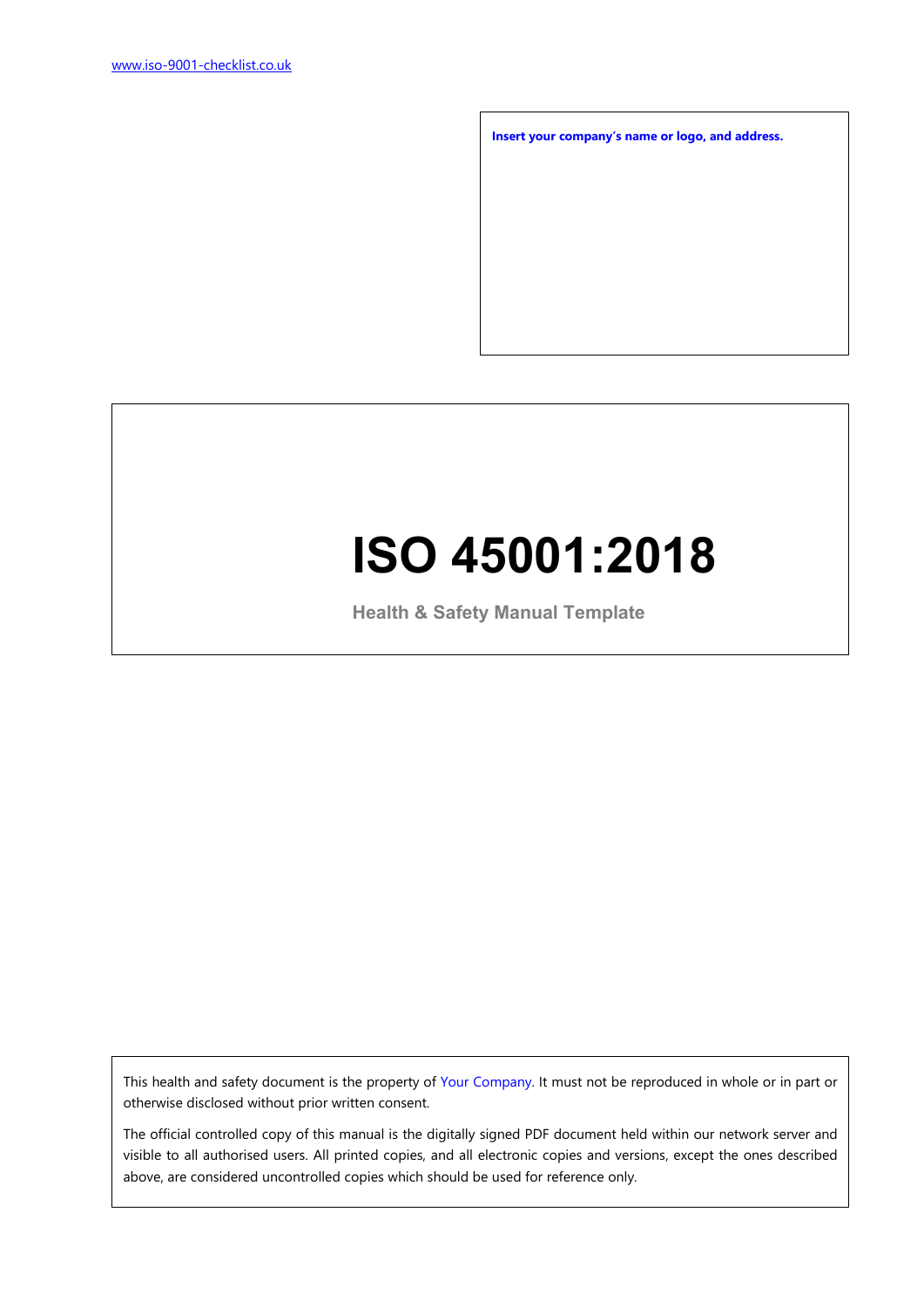www.iso-9001-checklist.co.uk

**Insert your company's name or logo, and address.**

# ISO 45001:2018

**Health & Safety Manual Template**

This health and safety document is the property of Your Company. It must not be reproduced in whole or in part or otherwise disclosed without prior written consent.

The official controlled copy of this manual is the digitally signed PDF document held within our network server and visible to all authorised users. All printed copies, and all electronic copies and versions, except the ones described above, are considered uncontrolled copies which should be used for reference only.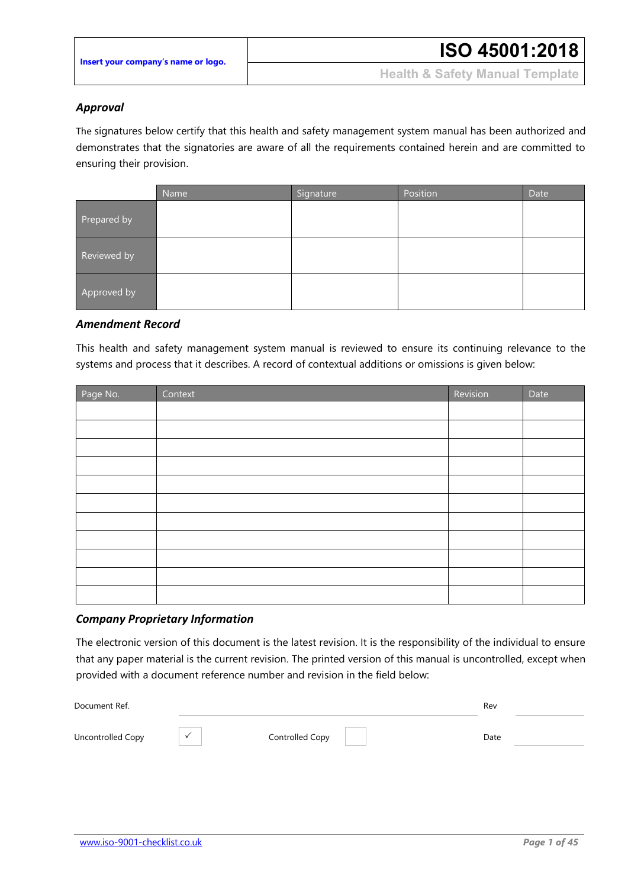| Insert your company's name or logo. | ISO 45001:2018 |
| --- | --- |
| | Health & Safety Manual Template |

### *Approval*

The signatures below certify that this health and safety management system manual has been authorized and demonstrates that the signatories are aware of all the requirements contained herein and are committed to ensuring their provision.

| | Name | Signature | Position | Date |
| --- | --- | --- | --- | --- |
| Prepared by | | | | |
| Reviewed by | | | | |
| Approved by | | | | |

### *Amendment Record*

This health and safety management system manual is reviewed to ensure its continuing relevance to the systems and process that it describes. A record of contextual additions or omissions is given below:

| Page No. | Context | Revision | Date |
| --- | --- | --- | --- |
| | | | |
| | | | |
| | | | |
| | | | |
| | | | |
| | | | |
| | | | |
| | | | |
| | | | |
| | | | |
| | | | |

### *Company Proprietary Information*

The electronic version of this document is the latest revision. It is the responsibility of the individual to ensure that any paper material is the current revision. The printed version of this manual is uncontrolled, except when provided with a document reference number and revision in the field below:

| Document Ref. | | | | Rev | |
| --- | --- | --- | --- | --- | --- |
| Uncontrolled Copy | ✓ | Controlled Copy | | Date | |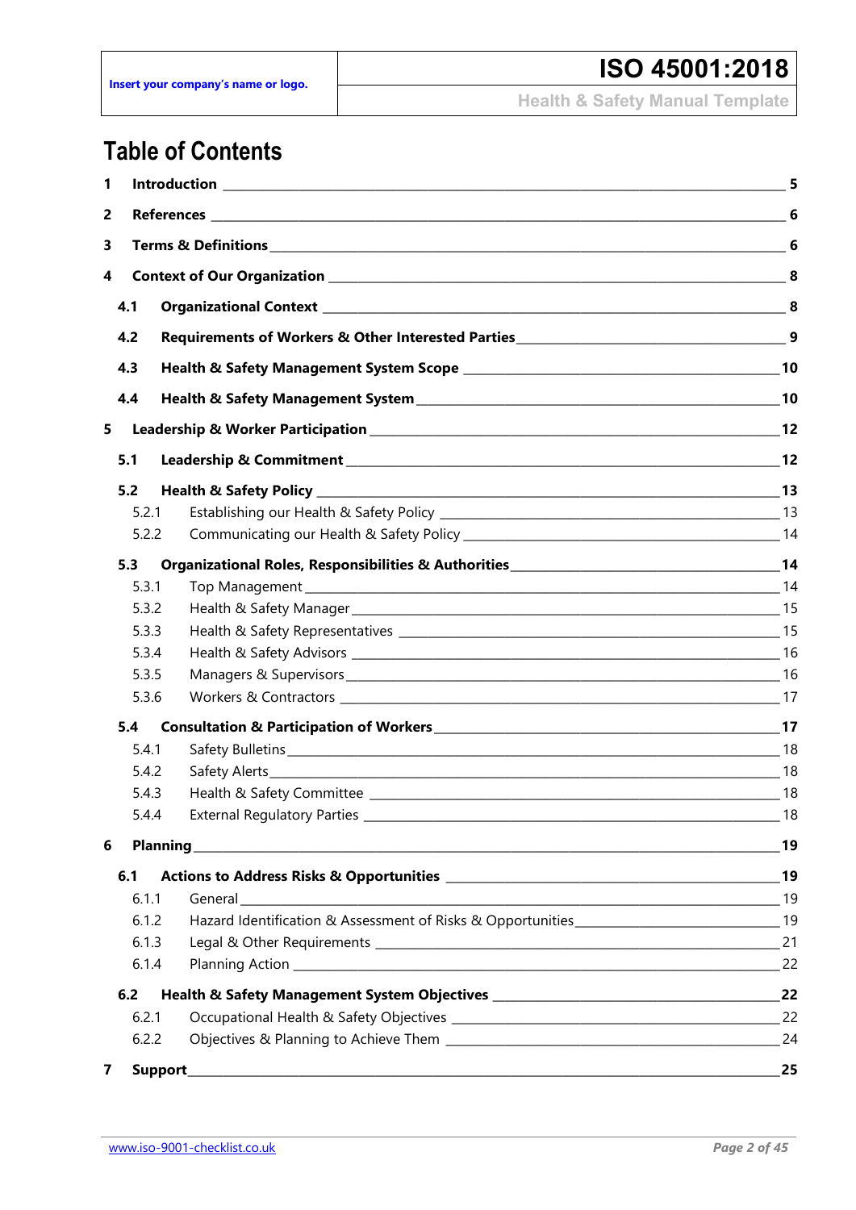# Table of Contents

| | | |
|---|---|---|
| **1** | **Introduction** | **5** |
| **2** | **References** | **6** |
| **3** | **Terms & Definitions** | **6** |
| **4** | **Context of Our Organization** | **8** |
| **4.1** | **Organizational Context** | **8** |
| **4.2** | **Requirements of Workers & Other Interested Parties** | **9** |
| **4.3** | **Health & Safety Management System Scope** | **10** |
| **4.4** | **Health & Safety Management System** | **10** |
| **5** | **Leadership & Worker Participation** | **12** |
| **5.1** | **Leadership & Commitment** | **12** |
| **5.2** | **Health & Safety Policy** | **13** |
| 5.2.1 | Establishing our Health & Safety Policy | 13 |
| 5.2.2 | Communicating our Health & Safety Policy | 14 |
| **5.3** | **Organizational Roles, Responsibilities & Authorities** | **14** |
| 5.3.1 | Top Management | 14 |
| 5.3.2 | Health & Safety Manager | 15 |
| 5.3.3 | Health & Safety Representatives | 15 |
| 5.3.4 | Health & Safety Advisors | 16 |
| 5.3.5 | Managers & Supervisors | 16 |
| 5.3.6 | Workers & Contractors | 17 |
| **5.4** | **Consultation & Participation of Workers** | **17** |
| 5.4.1 | Safety Bulletins | 18 |
| 5.4.2 | Safety Alerts | 18 |
| 5.4.3 | Health & Safety Committee | 18 |
| 5.4.4 | External Regulatory Parties | 18 |
| **6** | **Planning** | **19** |
| **6.1** | **Actions to Address Risks & Opportunities** | **19** |
| 6.1.1 | General | 19 |
| 6.1.2 | Hazard Identification & Assessment of Risks & Opportunities | 19 |
| 6.1.3 | Legal & Other Requirements | 21 |
| 6.1.4 | Planning Action | 22 |
| **6.2** | **Health & Safety Management System Objectives** | **22** |
| 6.2.1 | Occupational Health & Safety Objectives | 22 |
| 6.2.2 | Objectives & Planning to Achieve Them | 24 |
| **7** | **Support** | **25** |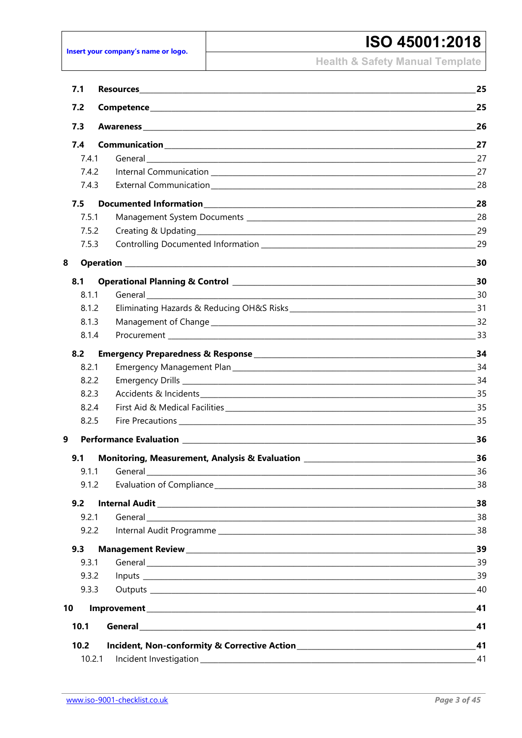| | | |
|---|---|---|
| **7.1** | **Resources** | **25** |
| **7.2** | **Competence** | **25** |
| **7.3** | **Awareness** | **26** |
| **7.4** | **Communication** | **27** |
| 7.4.1 | General | 27 |
| 7.4.2 | Internal Communication | 27 |
| 7.4.3 | External Communication | 28 |
| **7.5** | **Documented Information** | **28** |
| 7.5.1 | Management System Documents | 28 |
| 7.5.2 | Creating & Updating | 29 |
| 7.5.3 | Controlling Documented Information | 29 |
| **8** | **Operation** | **30** |
| **8.1** | **Operational Planning & Control** | **30** |
| 8.1.1 | General | 30 |
| 8.1.2 | Eliminating Hazards & Reducing OH&S Risks | 31 |
| 8.1.3 | Management of Change | 32 |
| 8.1.4 | Procurement | 33 |
| **8.2** | **Emergency Preparedness & Response** | **34** |
| 8.2.1 | Emergency Management Plan | 34 |
| 8.2.2 | Emergency Drills | 34 |
| 8.2.3 | Accidents & Incidents | 35 |
| 8.2.4 | First Aid & Medical Facilities | 35 |
| 8.2.5 | Fire Precautions | 35 |
| **9** | **Performance Evaluation** | **36** |
| **9.1** | **Monitoring, Measurement, Analysis & Evaluation** | **36** |
| 9.1.1 | General | 36 |
| 9.1.2 | Evaluation of Compliance | 38 |
| **9.2** | **Internal Audit** | **38** |
| 9.2.1 | General | 38 |
| 9.2.2 | Internal Audit Programme | 38 |
| **9.3** | **Management Review** | **39** |
| 9.3.1 | General | 39 |
| 9.3.2 | Inputs | 39 |
| 9.3.3 | Outputs | 40 |
| **10** | **Improvement** | **41** |
| **10.1** | **General** | **41** |
| **10.2** | **Incident, Non-conformity & Corrective Action** | **41** |
| 10.2.1 | Incident Investigation | 41 |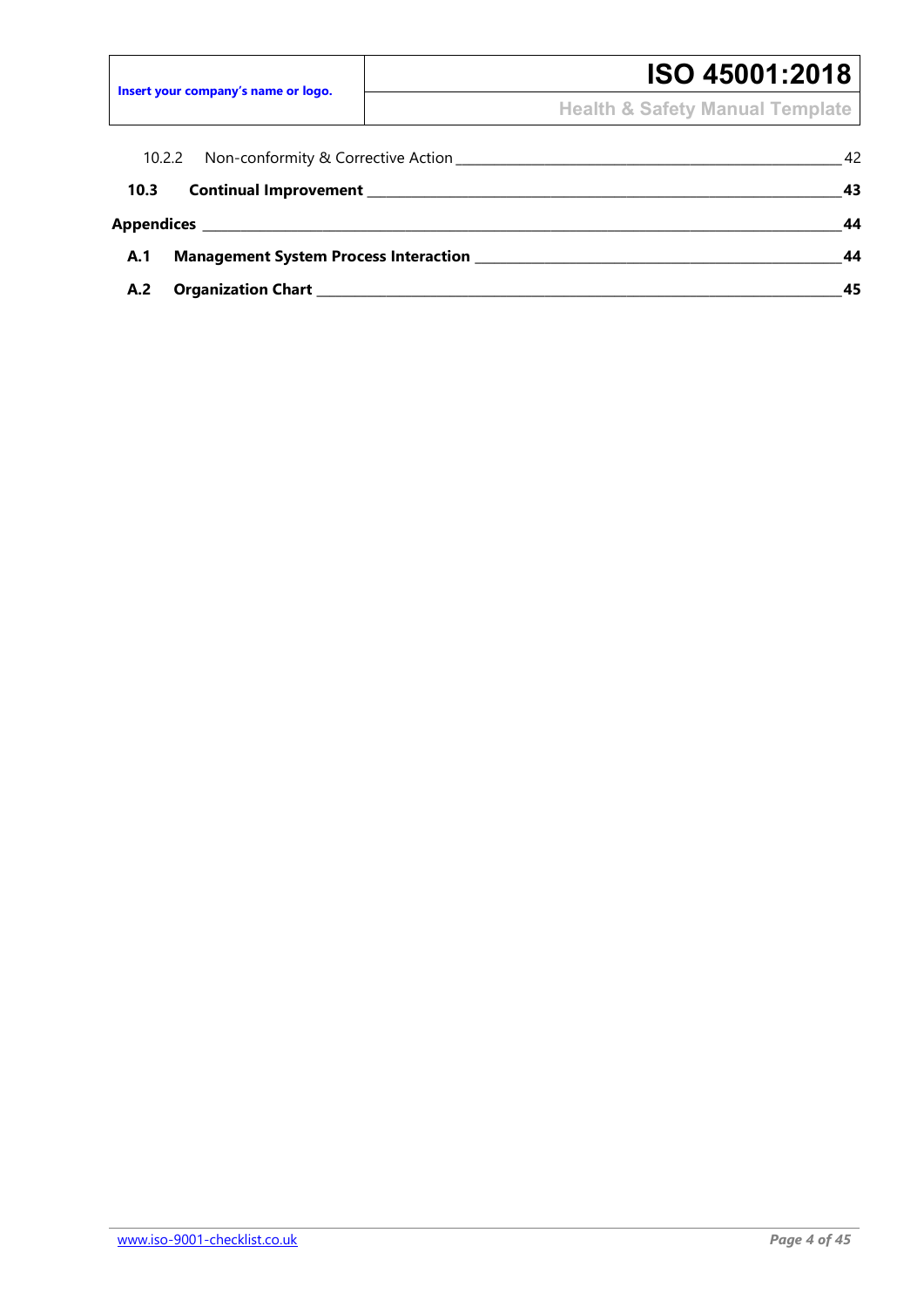10.2.2 Non-conformity & Corrective Action ____ 42

**10.3 Continual Improvement ____ 43**

**Appendices ____ 44**

**A.1 Management System Process Interaction ____ 44**

**A.2 Organization Chart ____ 45**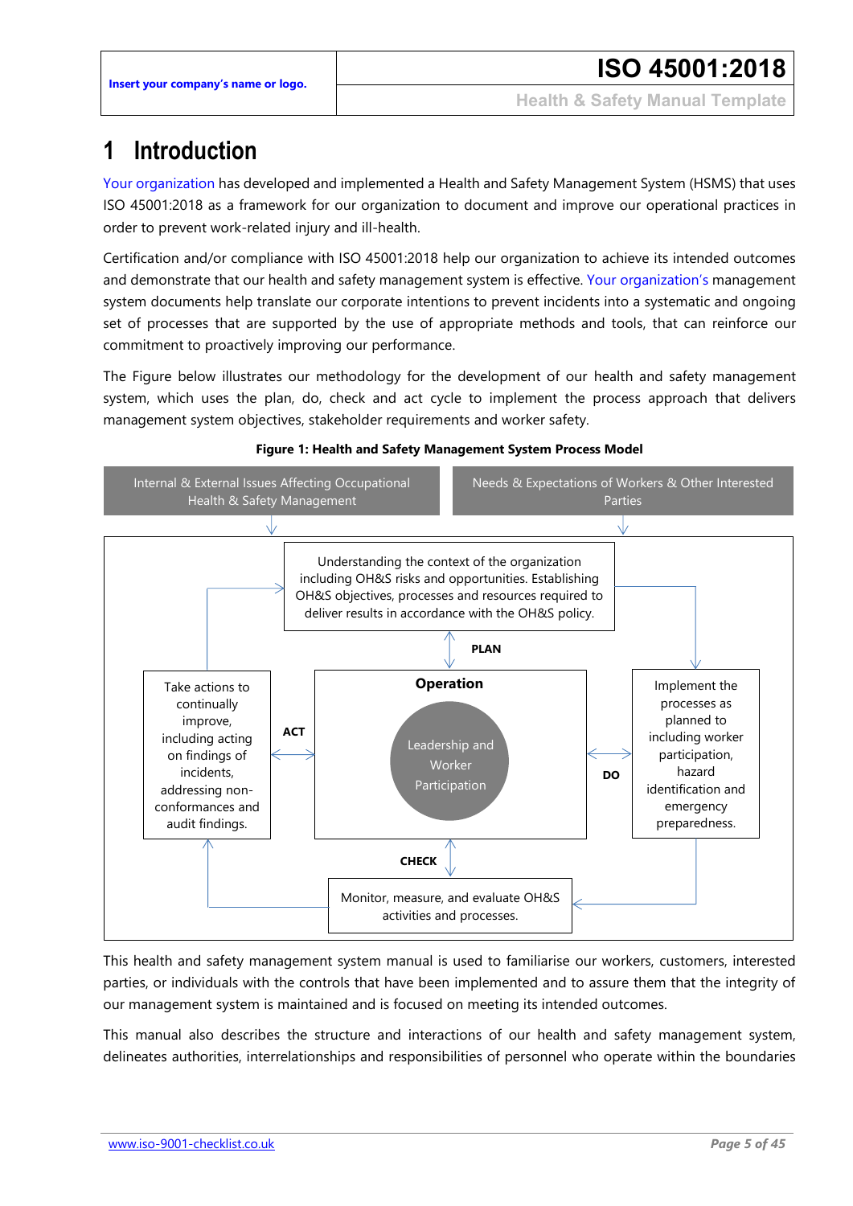# 1 Introduction

Your organization has developed and implemented a Health and Safety Management System (HSMS) that uses ISO 45001:2018 as a framework for our organization to document and improve our operational practices in order to prevent work-related injury and ill-health.

Certification and/or compliance with ISO 45001:2018 help our organization to achieve its intended outcomes and demonstrate that our health and safety management system is effective. Your organization's management system documents help translate our corporate intentions to prevent incidents into a systematic and ongoing set of processes that are supported by the use of appropriate methods and tools, that can reinforce our commitment to proactively improving our performance.

The Figure below illustrates our methodology for the development of our health and safety management system, which uses the plan, do, check and act cycle to implement the process approach that delivers management system objectives, stakeholder requirements and worker safety.

**Figure 1: Health and Safety Management System Process Model**

Internal & External Issues Affecting Occupational Health & Safety Management

Needs & Expectations of Workers & Other Interested Parties

Understanding the context of the organization including OH&S risks and opportunities. Establishing OH&S objectives, processes and resources required to deliver results in accordance with the OH&S policy.

**PLAN**

**Operation**

Leadership and Worker Participation

**ACT**

Take actions to continually improve, including acting on findings of incidents, addressing non-conformances and audit findings.

**DO**

Implement the processes as planned to including worker participation, hazard identification and emergency preparedness.

**CHECK**

Monitor, measure, and evaluate OH&S activities and processes.

This health and safety management system manual is used to familiarise our workers, customers, interested parties, or individuals with the controls that have been implemented and to assure them that the integrity of our management system is maintained and is focused on meeting its intended outcomes.

This manual also describes the structure and interactions of our health and safety management system, delineates authorities, interrelationships and responsibilities of personnel who operate within the boundaries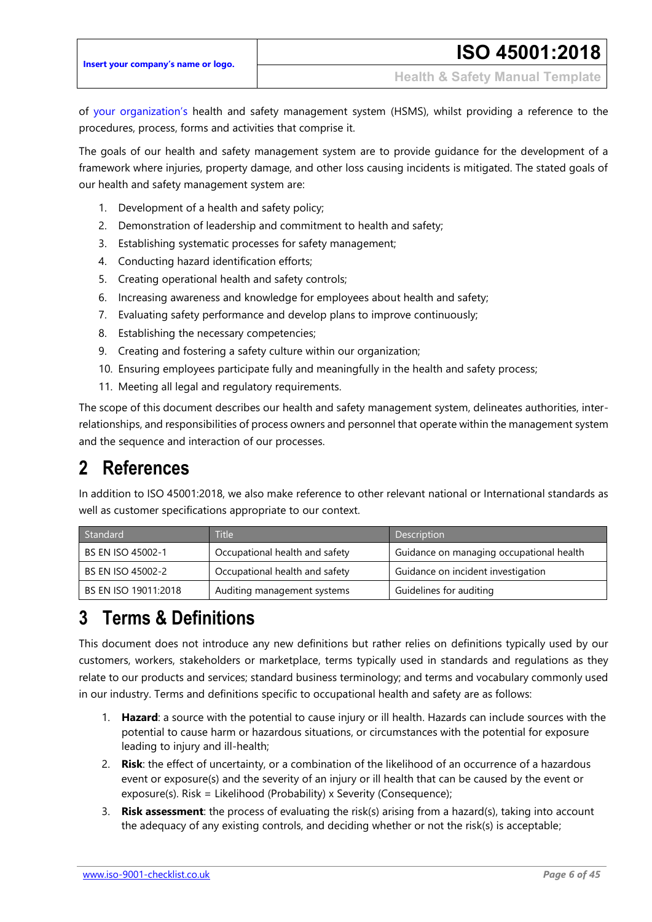of your organization's health and safety management system (HSMS), whilst providing a reference to the procedures, process, forms and activities that comprise it.

The goals of our health and safety management system are to provide guidance for the development of a framework where injuries, property damage, and other loss causing incidents is mitigated. The stated goals of our health and safety management system are:

1. Development of a health and safety policy;
2. Demonstration of leadership and commitment to health and safety;
3. Establishing systematic processes for safety management;
4. Conducting hazard identification efforts;
5. Creating operational health and safety controls;
6. Increasing awareness and knowledge for employees about health and safety;
7. Evaluating safety performance and develop plans to improve continuously;
8. Establishing the necessary competencies;
9. Creating and fostering a safety culture within our organization;
10. Ensuring employees participate fully and meaningfully in the health and safety process;
11. Meeting all legal and regulatory requirements.

The scope of this document describes our health and safety management system, delineates authorities, inter-relationships, and responsibilities of process owners and personnel that operate within the management system and the sequence and interaction of our processes.

# 2 References

In addition to ISO 45001:2018, we also make reference to other relevant national or International standards as well as customer specifications appropriate to our context.

| Standard | Title | Description |
|---|---|---|
| BS EN ISO 45002-1 | Occupational health and safety | Guidance on managing occupational health |
| BS EN ISO 45002-2 | Occupational health and safety | Guidance on incident investigation |
| BS EN ISO 19011:2018 | Auditing management systems | Guidelines for auditing |

# 3 Terms & Definitions

This document does not introduce any new definitions but rather relies on definitions typically used by our customers, workers, stakeholders or marketplace, terms typically used in standards and regulations as they relate to our products and services; standard business terminology; and terms and vocabulary commonly used in our industry. Terms and definitions specific to occupational health and safety are as follows:

1. **Hazard**: a source with the potential to cause injury or ill health. Hazards can include sources with the potential to cause harm or hazardous situations, or circumstances with the potential for exposure leading to injury and ill-health;
2. **Risk**: the effect of uncertainty, or a combination of the likelihood of an occurrence of a hazardous event or exposure(s) and the severity of an injury or ill health that can be caused by the event or exposure(s). Risk = Likelihood (Probability) x Severity (Consequence);
3. **Risk assessment**: the process of evaluating the risk(s) arising from a hazard(s), taking into account the adequacy of any existing controls, and deciding whether or not the risk(s) is acceptable;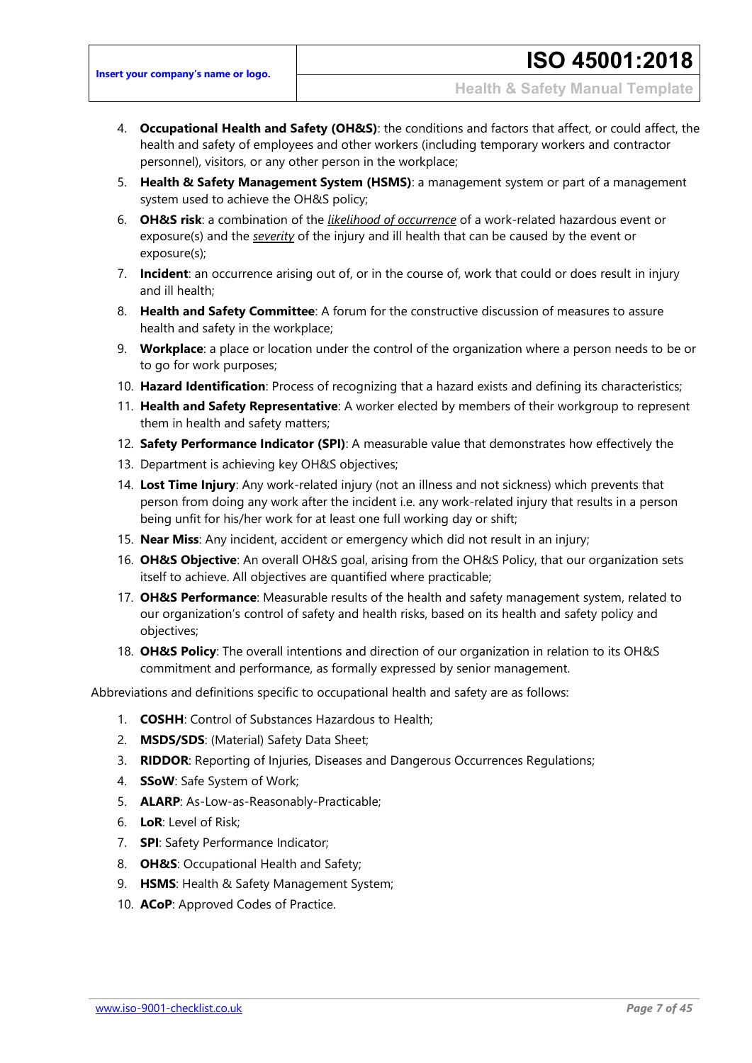4. **Occupational Health and Safety (OH&S)**: the conditions and factors that affect, or could affect, the health and safety of employees and other workers (including temporary workers and contractor personnel), visitors, or any other person in the workplace;
5. **Health & Safety Management System (HSMS)**: a management system or part of a management system used to achieve the OH&S policy;
6. **OH&S risk**: a combination of the *likelihood of occurrence* of a work-related hazardous event or exposure(s) and the *severity* of the injury and ill health that can be caused by the event or exposure(s);
7. **Incident**: an occurrence arising out of, or in the course of, work that could or does result in injury and ill health;
8. **Health and Safety Committee**: A forum for the constructive discussion of measures to assure health and safety in the workplace;
9. **Workplace**: a place or location under the control of the organization where a person needs to be or to go for work purposes;
10. **Hazard Identification**: Process of recognizing that a hazard exists and defining its characteristics;
11. **Health and Safety Representative**: A worker elected by members of their workgroup to represent them in health and safety matters;
12. **Safety Performance Indicator (SPI)**: A measurable value that demonstrates how effectively the
13. Department is achieving key OH&S objectives;
14. **Lost Time Injury**: Any work-related injury (not an illness and not sickness) which prevents that person from doing any work after the incident i.e. any work-related injury that results in a person being unfit for his/her work for at least one full working day or shift;
15. **Near Miss**: Any incident, accident or emergency which did not result in an injury;
16. **OH&S Objective**: An overall OH&S goal, arising from the OH&S Policy, that our organization sets itself to achieve. All objectives are quantified where practicable;
17. **OH&S Performance**: Measurable results of the health and safety management system, related to our organization's control of safety and health risks, based on its health and safety policy and objectives;
18. **OH&S Policy**: The overall intentions and direction of our organization in relation to its OH&S commitment and performance, as formally expressed by senior management.

Abbreviations and definitions specific to occupational health and safety are as follows:

1. **COSHH**: Control of Substances Hazardous to Health;
2. **MSDS/SDS**: (Material) Safety Data Sheet;
3. **RIDDOR**: Reporting of Injuries, Diseases and Dangerous Occurrences Regulations;
4. **SSoW**: Safe System of Work;
5. **ALARP**: As-Low-as-Reasonably-Practicable;
6. **LoR**: Level of Risk;
7. **SPI**: Safety Performance Indicator;
8. **OH&S**: Occupational Health and Safety;
9. **HSMS**: Health & Safety Management System;
10. **ACoP**: Approved Codes of Practice.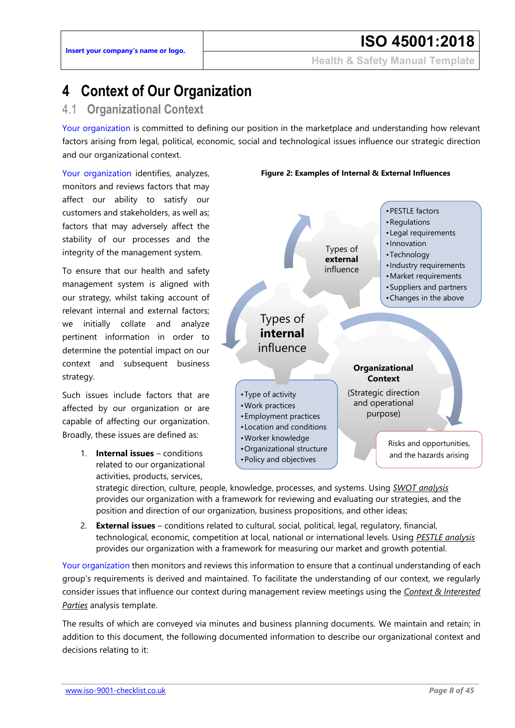# 4 Context of Our Organization

## 4.1 Organizational Context

Your organization is committed to defining our position in the marketplace and understanding how relevant factors arising from legal, political, economic, social and technological issues influence our strategic direction and our organizational context.

Your organization identifies, analyzes, monitors and reviews factors that may affect our ability to satisfy our customers and stakeholders, as well as; factors that may adversely affect the stability of our processes and the integrity of the management system.

To ensure that our health and safety management system is aligned with our strategy, whilst taking account of relevant internal and external factors; we initially collate and analyze pertinent information in order to determine the potential impact on our context and subsequent business strategy.

Such issues include factors that are affected by our organization or are capable of affecting our organization. Broadly, these issues are defined as:

**Figure 2: Examples of Internal & External Influences**

Types of **external** influence

- PESTLE factors
- Regulations
- Legal requirements
- Innovation
- Technology
- Industry requirements
- Market requirements
- Suppliers and partners
- Changes in the above

Types of **internal** influence

- Type of activity
- Work practices
- Employment practices
- Location and conditions
- Worker knowledge
- Organizational structure
- Policy and objectives

**Organizational Context**

(Strategic direction and operational purpose)

Risks and opportunities, and the hazards arising

1. **Internal issues** – conditions related to our organizational activities, products, services, strategic direction, culture, people, knowledge, processes, and systems. Using *SWOT analysis* provides our organization with a framework for reviewing and evaluating our strategies, and the position and direction of our organization, business propositions, and other ideas;
2. **External issues** – conditions related to cultural, social, political, legal, regulatory, financial, technological, economic, competition at local, national or international levels. Using *PESTLE analysis* provides our organization with a framework for measuring our market and growth potential.

Your organization then monitors and reviews this information to ensure that a continual understanding of each group's requirements is derived and maintained. To facilitate the understanding of our context, we regularly consider issues that influence our context during management review meetings using the *Context & Interested Parties* analysis template.

The results of which are conveyed via minutes and business planning documents. We maintain and retain; in addition to this document, the following documented information to describe our organizational context and decisions relating to it: